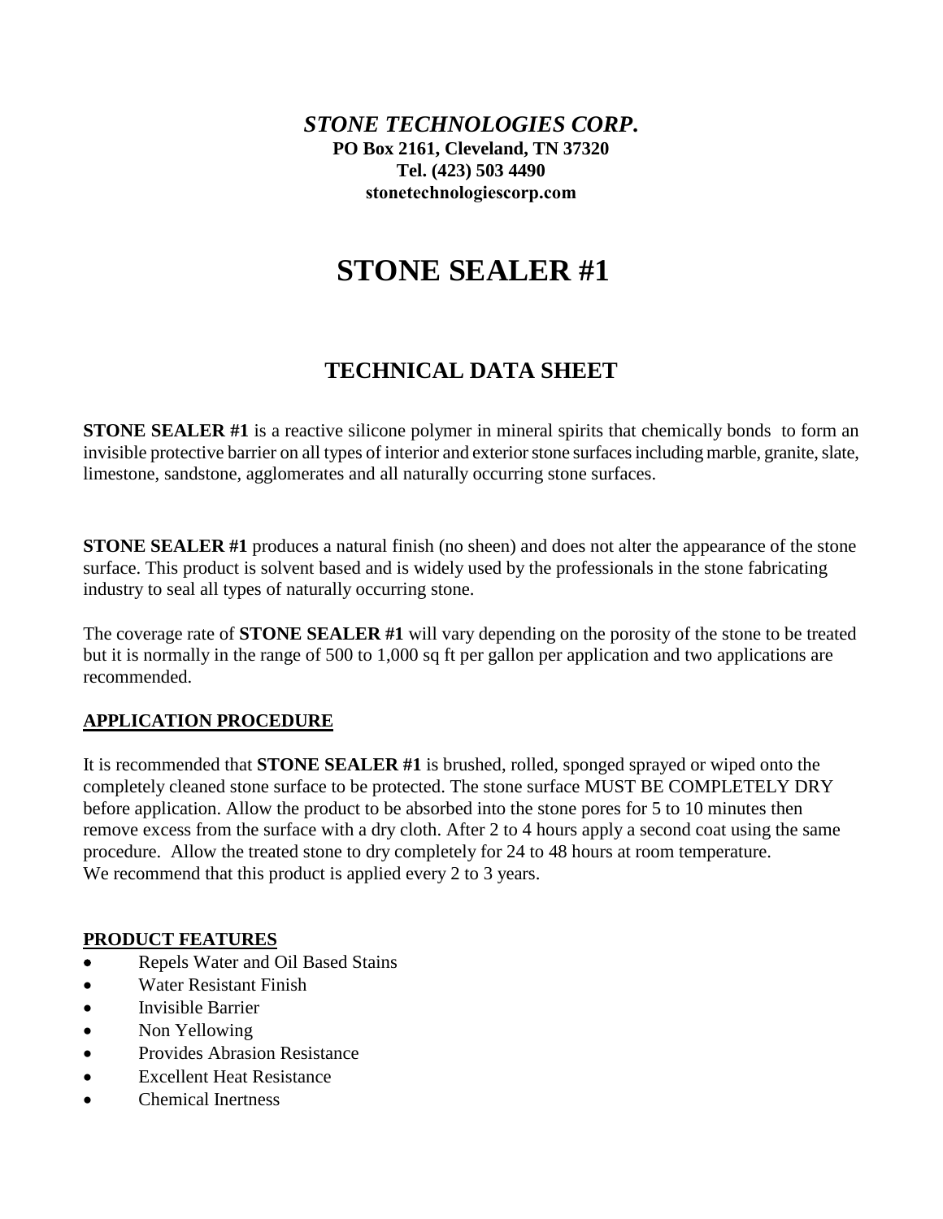***STONE TECHNOLOGIES CORP.***
**PO Box 2161, Cleveland, TN 37320**
**Tel. (423) 503 4490**
**stonetechnologiescorp.com**

# STONE SEALER #1

## TECHNICAL DATA SHEET

**STONE SEALER #1** is a reactive silicone polymer in mineral spirits that chemically bonds to form an invisible protective barrier on all types of interior and exterior stone surfaces including marble, granite, slate, limestone, sandstone, agglomerates and all naturally occurring stone surfaces.

**STONE SEALER #1** produces a natural finish (no sheen) and does not alter the appearance of the stone surface. This product is solvent based and is widely used by the professionals in the stone fabricating industry to seal all types of naturally occurring stone.

The coverage rate of **STONE SEALER #1** will vary depending on the porosity of the stone to be treated but it is normally in the range of 500 to 1,000 sq ft per gallon per application and two applications are recommended.

### APPLICATION PROCEDURE

It is recommended that **STONE SEALER #1** is brushed, rolled, sponged sprayed or wiped onto the completely cleaned stone surface to be protected. The stone surface MUST BE COMPLETELY DRY before application. Allow the product to be absorbed into the stone pores for 5 to 10 minutes then remove excess from the surface with a dry cloth. After 2 to 4 hours apply a second coat using the same procedure. Allow the treated stone to dry completely for 24 to 48 hours at room temperature.
We recommend that this product is applied every 2 to 3 years.

### PRODUCT FEATURES

- Repels Water and Oil Based Stains
- Water Resistant Finish
- Invisible Barrier
- Non Yellowing
- Provides Abrasion Resistance
- Excellent Heat Resistance
- Chemical Inertness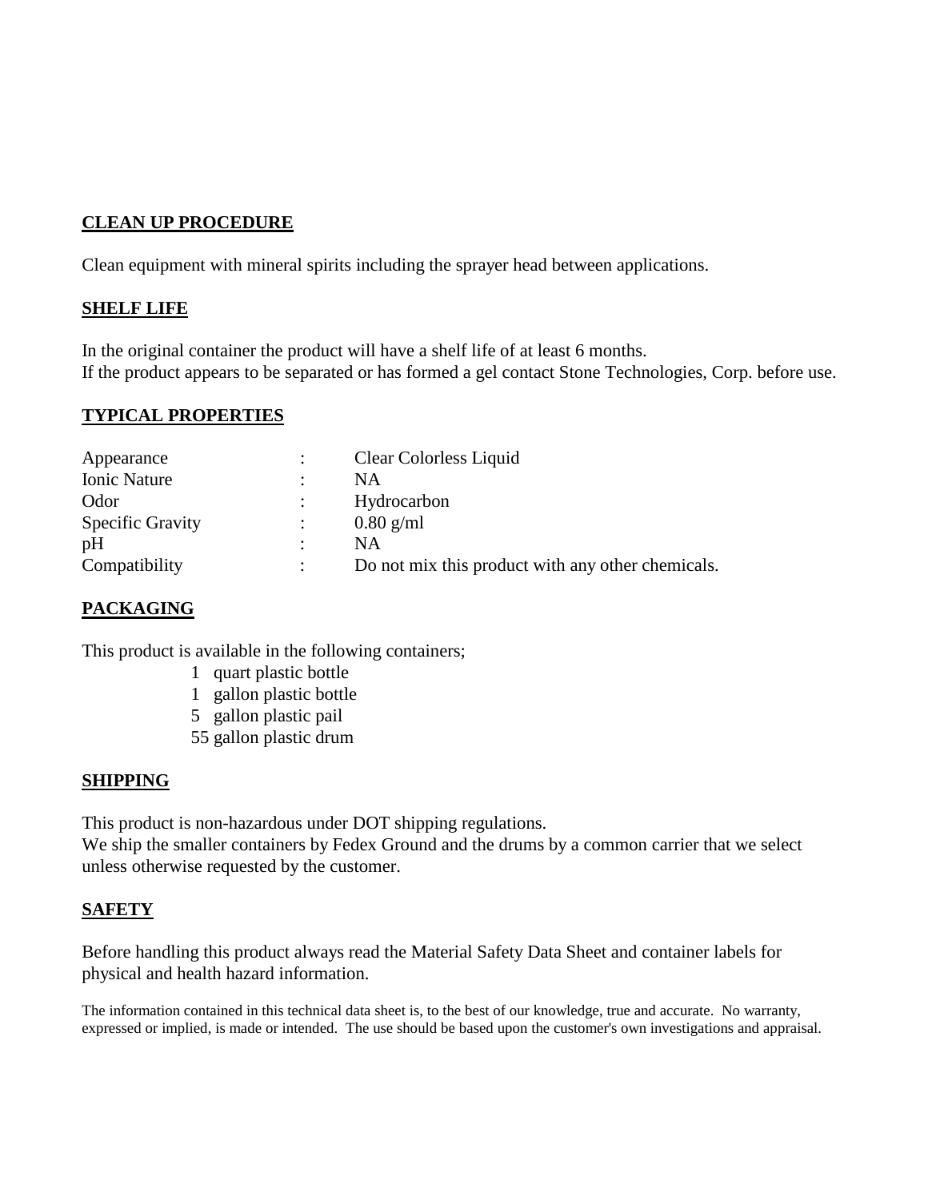## CLEAN UP PROCEDURE

Clean equipment with mineral spirits including the sprayer head between applications.

## SHELF LIFE

In the original container the product will have a shelf life of at least 6 months.
If the product appears to be separated or has formed a gel contact Stone Technologies, Corp. before use.

## TYPICAL PROPERTIES

| | | |
|---|---|---|
| Appearance | : | Clear Colorless Liquid |
| Ionic Nature | : | NA |
| Odor | : | Hydrocarbon |
| Specific Gravity | : | 0.80 g/ml |
| pH | : | NA |
| Compatibility | : | Do not mix this product with any other chemicals. |

## PACKAGING

This product is available in the following containers;

- 1 quart plastic bottle
- 1 gallon plastic bottle
- 5 gallon plastic pail
- 55 gallon plastic drum

## SHIPPING

This product is non-hazardous under DOT shipping regulations.
We ship the smaller containers by Fedex Ground and the drums by a common carrier that we select unless otherwise requested by the customer.

## SAFETY

Before handling this product always read the Material Safety Data Sheet and container labels for physical and health hazard information.

The information contained in this technical data sheet is, to the best of our knowledge, true and accurate. No warranty, expressed or implied, is made or intended. The use should be based upon the customer's own investigations and appraisal.